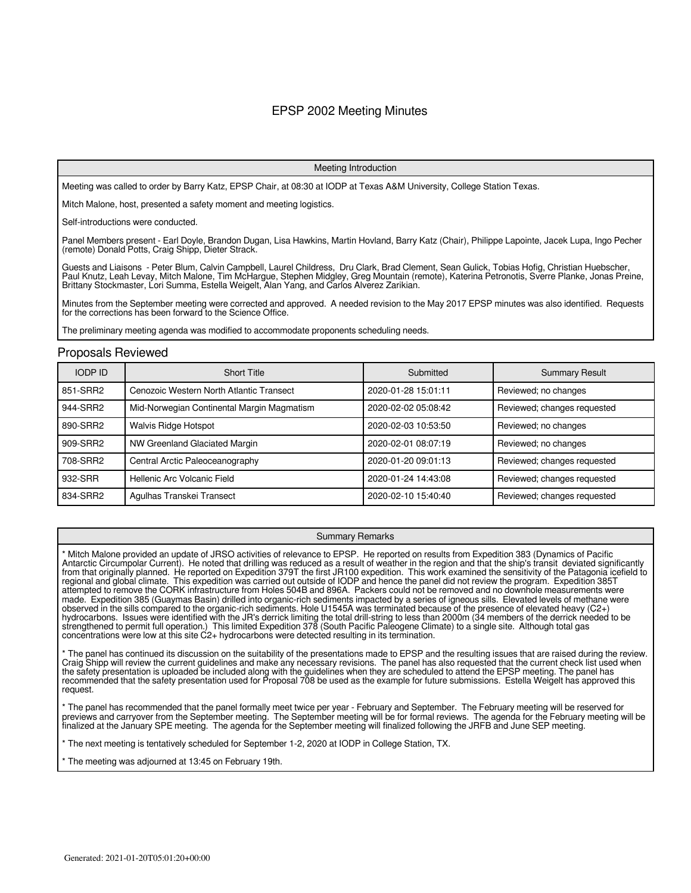# EPSP 2002 Meeting Minutes

## Meeting Introduction

Meeting was called to order by Barry Katz, EPSP Chair, at 08:30 at IODP at Texas A&M University, College Station Texas.

Mitch Malone, host, presented a safety moment and meeting logistics.

Self-introductions were conducted.

Panel Members present - Earl Doyle, Brandon Dugan, Lisa Hawkins, Martin Hovland, Barry Katz (Chair), Philippe Lapointe, Jacek Lupa, Ingo Pecher (remote) Donald Potts, Craig Shipp, Dieter Strack.

Guests and Liaisons - Peter Blum, Calvin Campbell, Laurel Childress, Dru Clark, Brad Clement, Sean Gulick, Tobias Hofig, Christian Huebscher, Paul Knutz, Leah Levay, Mitch Malone, Tim McHargue, Stephen Midgley, Greg Mountain (remote), Katerina Petronotis, Sverre Planke, Jonas Preine, Brittany Stockmaster, Lori Summa, Estella Weigelt, Alan Yang, and Carlos Alverez Zarikian.

Minutes from the September meeting were corrected and approved. A needed revision to the May 2017 EPSP minutes was also identified. Requests for the corrections has been forward to the Science Office.

The preliminary meeting agenda was modified to accommodate proponents scheduling needs.

## Proposals Reviewed

| IODP ID | Short Title | Submitted | Summary Result |
|---|---|---|---|
| 851-SRR2 | Cenozoic Western North Atlantic Transect | 2020-01-28 15:01:11 | Reviewed; no changes |
| 944-SRR2 | Mid-Norwegian Continental Margin Magmatism | 2020-02-02 05:08:42 | Reviewed; changes requested |
| 890-SRR2 | Walvis Ridge Hotspot | 2020-02-03 10:53:50 | Reviewed; no changes |
| 909-SRR2 | NW Greenland Glaciated Margin | 2020-02-01 08:07:19 | Reviewed; no changes |
| 708-SRR2 | Central Arctic Paleoceanography | 2020-01-20 09:01:13 | Reviewed; changes requested |
| 932-SRR | Hellenic Arc Volcanic Field | 2020-01-24 14:43:08 | Reviewed; changes requested |
| 834-SRR2 | Agulhas Transkei Transect | 2020-02-10 15:40:40 | Reviewed; changes requested |

## Summary Remarks

* Mitch Malone provided an update of JRSO activities of relevance to EPSP. He reported on results from Expedition 383 (Dynamics of Pacific Antarctic Circumpolar Current). He noted that drilling was reduced as a result of weather in the region and that the ship's transit deviated significantly from that originally planned. He reported on Expedition 379T the first JR100 expedition. This work examined the sensitivity of the Patagonia icefield to regional and global climate. This expedition was carried out outside of IODP and hence the panel did not review the program. Expedition 385T attempted to remove the CORK infrastructure from Holes 504B and 896A. Packers could not be removed and no downhole measurements were made. Expedition 385 (Guaymas Basin) drilled into organic-rich sediments impacted by a series of igneous sills. Elevated levels of methane were observed in the sills compared to the organic-rich sediments. Hole U1545A was terminated because of the presence of elevated heavy (C2+) hydrocarbons. Issues were identified with the JR's derrick limiting the total drill-string to less than 2000m (34 members of the derrick needed to be strengthened to permit full operation.) This limited Expedition 378 (South Pacific Paleogene Climate) to a single site. Although total gas concentrations were low at this site C2+ hydrocarbons were detected resulting in its termination.

* The panel has continued its discussion on the suitability of the presentations made to EPSP and the resulting issues that are raised during the review. Craig Shipp will review the current guidelines and make any necessary revisions. The panel has also requested that the current check list used when the safety presentation is uploaded be included along with the guidelines when they are scheduled to attend the EPSP meeting. The panel has recommended that the safety presentation used for Proposal 708 be used as the example for future submissions. Estella Weigelt has approved this request.

* The panel has recommended that the panel formally meet twice per year - February and September. The February meeting will be reserved for previews and carryover from the September meeting. The September meeting will be for formal reviews. The agenda for the February meeting will be finalized at the January SPE meeting. The agenda for the September meeting will finalized following the JRFB and June SEP meeting.

* The next meeting is tentatively scheduled for September 1-2, 2020 at IODP in College Station, TX.

* The meeting was adjourned at 13:45 on February 19th.

Generated: 2021-01-20T05:01:20+00:00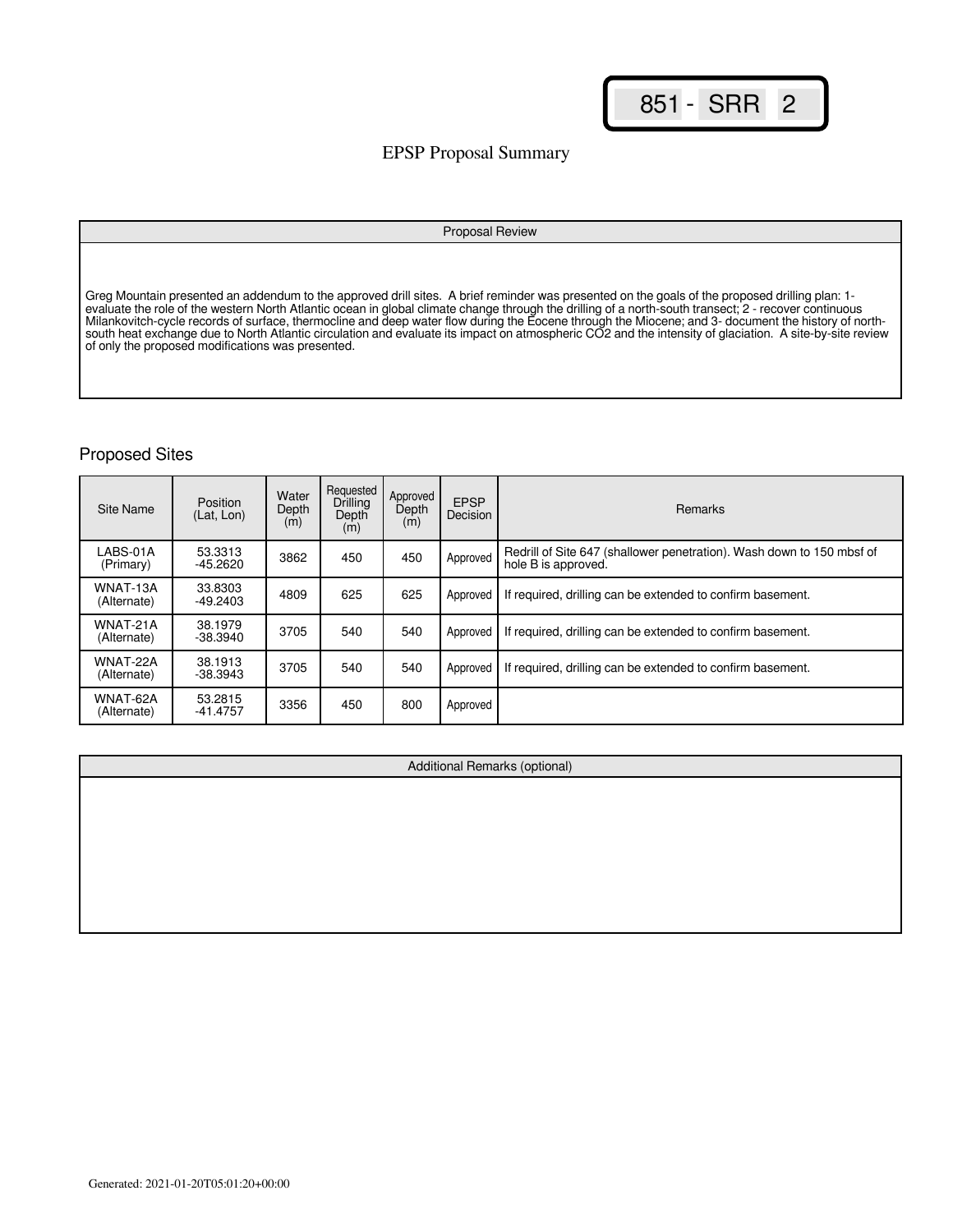851 - SRR 2

# EPSP Proposal Summary

## Proposal Review

Greg Mountain presented an addendum to the approved drill sites. A brief reminder was presented on the goals of the proposed drilling plan: 1- evaluate the role of the western North Atlantic ocean in global climate change through the drilling of a north-south transect; 2 - recover continuous Milankovitch-cycle records of surface, thermocline and deep water flow during the Eocene through the Miocene; and 3- document the history of north-south heat exchange due to North Atlantic circulation and evaluate its impact on atmospheric $CO_2$ and the intensity of glaciation. A site-by-site review of only the proposed modifications was presented.

## Proposed Sites

| Site Name | Position (Lat, Lon) | Water Depth (m) | Requested Drilling Depth (m) | Approved Depth (m) | EPSP Decision | Remarks |
|---|---|---|---|---|---|---|
| LABS-01A (Primary) | 53.3313 -45.2620 | 3862 | 450 | 450 | Approved | Redrill of Site 647 (shallower penetration). Wash down to 150 mbsf of hole B is approved. |
| WNAT-13A (Alternate) | 33.8303 -49.2403 | 4809 | 625 | 625 | Approved | If required, drilling can be extended to confirm basement. |
| WNAT-21A (Alternate) | 38.1979 -38.3940 | 3705 | 540 | 540 | Approved | If required, drilling can be extended to confirm basement. |
| WNAT-22A (Alternate) | 38.1913 -38.3943 | 3705 | 540 | 540 | Approved | If required, drilling can be extended to confirm basement. |
| WNAT-62A (Alternate) | 53.2815 -41.4757 | 3356 | 450 | 800 | Approved | |

## Additional Remarks (optional)

Generated: 2021-01-20T05:01:20+00:00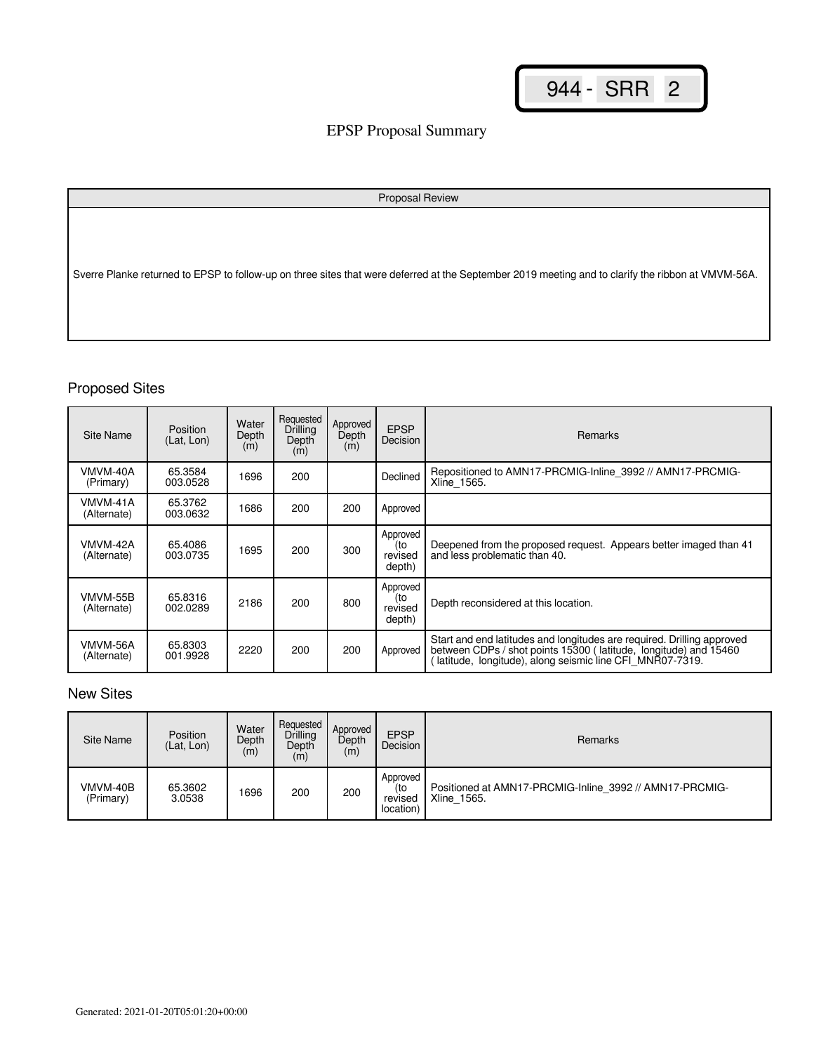944 - SRR 2

# EPSP Proposal Summary

| Proposal Review |
|---|
| Sverre Planke returned to EPSP to follow-up on three sites that were deferred at the September 2019 meeting and to clarify the ribbon at VMVM-56A. |

## Proposed Sites

| Site Name | Position (Lat, Lon) | Water Depth (m) | Requested Drilling Depth (m) | Approved Depth (m) | EPSP Decision | Remarks |
|---|---|---|---|---|---|---|
| VMVM-40A (Primary) | 65.3584 003.0528 | 1696 | 200 | | Declined | Repositioned to AMN17-PRCMIG-Inline_3992 // AMN17-PRCMIG-Xline_1565. |
| VMVM-41A (Alternate) | 65.3762 003.0632 | 1686 | 200 | 200 | Approved | |
| VMVM-42A (Alternate) | 65.4086 003.0735 | 1695 | 200 | 300 | Approved (to revised depth) | Deepened from the proposed request. Appears better imaged than 41 and less problematic than 40. |
| VMVM-55B (Alternate) | 65.8316 002.0289 | 2186 | 200 | 800 | Approved (to revised depth) | Depth reconsidered at this location. |
| VMVM-56A (Alternate) | 65.8303 001.9928 | 2220 | 200 | 200 | Approved | Start and end latitudes and longitudes are required. Drilling approved between CDPs / shot points 15300 ( latitude, longitude) and 15460 ( latitude, longitude), along seismic line CFI_MNR07-7319. |

## New Sites

| Site Name | Position (Lat, Lon) | Water Depth (m) | Requested Drilling Depth (m) | Approved Depth (m) | EPSP Decision | Remarks |
|---|---|---|---|---|---|---|
| VMVM-40B (Primary) | 65.3602 3.0538 | 1696 | 200 | 200 | Approved (to revised location) | Positioned at AMN17-PRCMIG-Inline_3992 // AMN17-PRCMIG-Xline_1565. |

Generated: 2021-01-20T05:01:20+00:00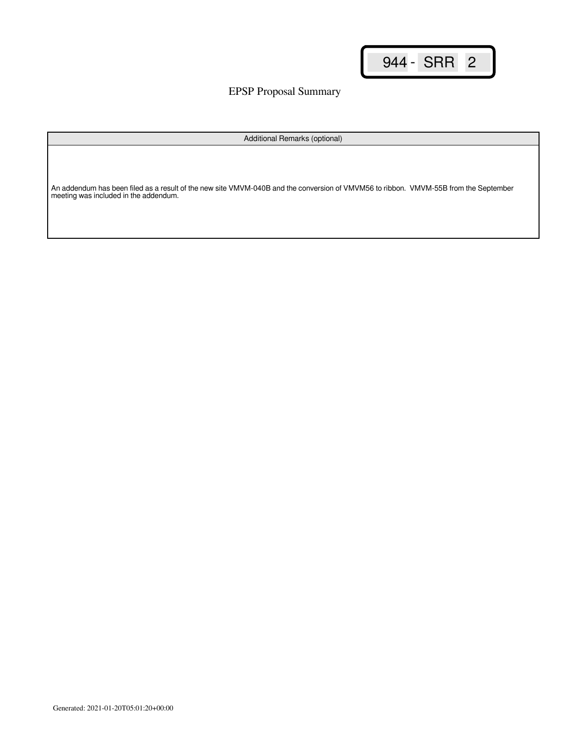944 - SRR 2

# EPSP Proposal Summary

| Additional Remarks (optional) |
| --- |
| An addendum has been filed as a result of the new site VMVM-040B and the conversion of VMVM56 to ribbon. VMVM-55B from the September meeting was included in the addendum. |

Generated: 2021-01-20T05:01:20+00:00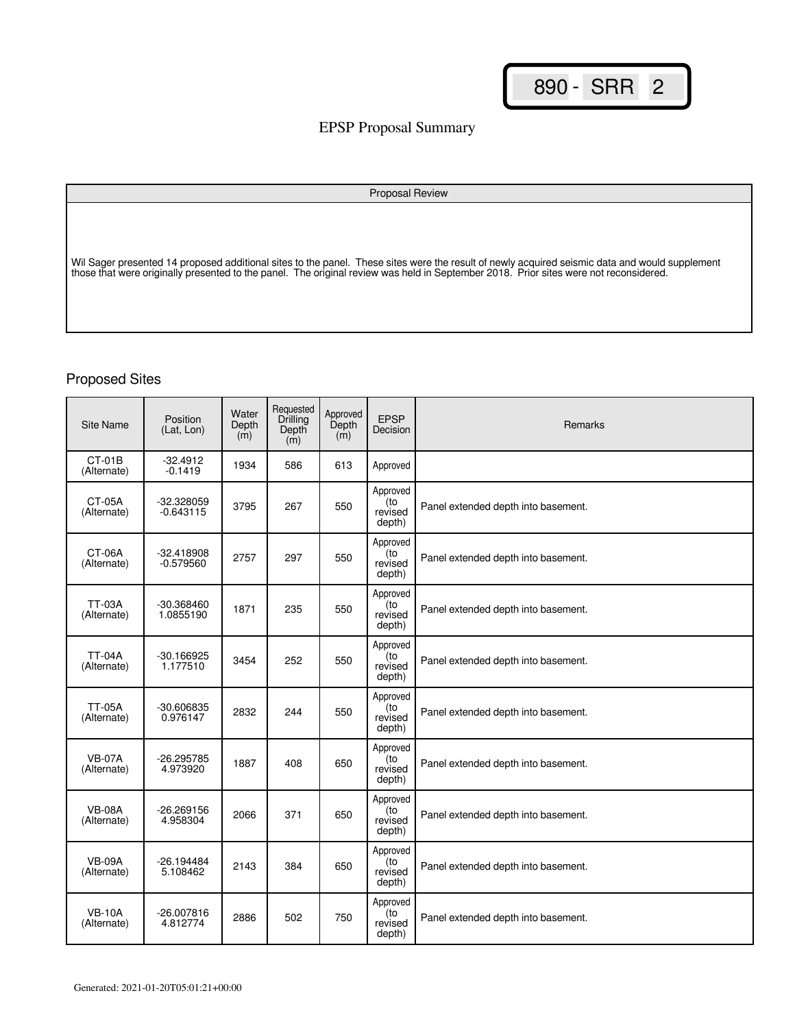890 - SRR 2

# EPSP Proposal Summary

| Proposal Review |
| --- |
| Wil Sager presented 14 proposed additional sites to the panel. These sites were the result of newly acquired seismic data and would supplement those that were originally presented to the panel. The original review was held in September 2018. Prior sites were not reconsidered. |

## Proposed Sites

| Site Name | Position (Lat, Lon) | Water Depth (m) | Requested Drilling Depth (m) | Approved Depth (m) | EPSP Decision | Remarks |
| --- | --- | --- | --- | --- | --- | --- |
| CT-01B (Alternate) | -32.4912 -0.1419 | 1934 | 586 | 613 | Approved | |
| CT-05A (Alternate) | -32.328059 -0.643115 | 3795 | 267 | 550 | Approved (to revised depth) | Panel extended depth into basement. |
| CT-06A (Alternate) | -32.418908 -0.579560 | 2757 | 297 | 550 | Approved (to revised depth) | Panel extended depth into basement. |
| TT-03A (Alternate) | -30.368460 1.0855190 | 1871 | 235 | 550 | Approved (to revised depth) | Panel extended depth into basement. |
| TT-04A (Alternate) | -30.166925 1.177510 | 3454 | 252 | 550 | Approved (to revised depth) | Panel extended depth into basement. |
| TT-05A (Alternate) | -30.606835 0.976147 | 2832 | 244 | 550 | Approved (to revised depth) | Panel extended depth into basement. |
| VB-07A (Alternate) | -26.295785 4.973920 | 1887 | 408 | 650 | Approved (to revised depth) | Panel extended depth into basement. |
| VB-08A (Alternate) | -26.269156 4.958304 | 2066 | 371 | 650 | Approved (to revised depth) | Panel extended depth into basement. |
| VB-09A (Alternate) | -26.194484 5.108462 | 2143 | 384 | 650 | Approved (to revised depth) | Panel extended depth into basement. |
| VB-10A (Alternate) | -26.007816 4.812774 | 2886 | 502 | 750 | Approved (to revised depth) | Panel extended depth into basement. |

Generated: 2021-01-20T05:01:21+00:00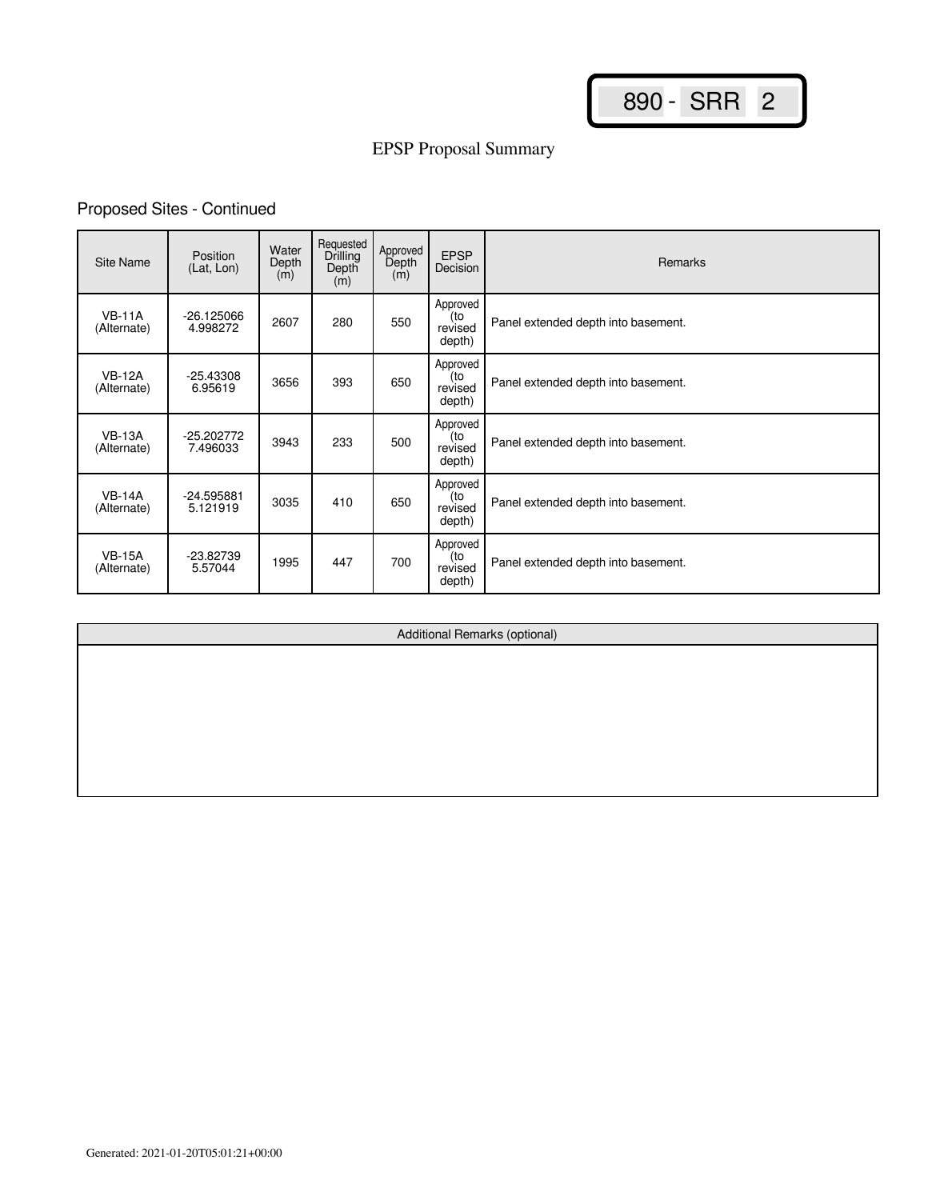890 - SRR 2

# EPSP Proposal Summary

## Proposed Sites - Continued

| Site Name | Position (Lat, Lon) | Water Depth (m) | Requested Drilling Depth (m) | Approved Depth (m) | EPSP Decision | Remarks |
|---|---|---|---|---|---|---|
| VB-11A (Alternate) | -26.125066 4.998272 | 2607 | 280 | 550 | Approved (to revised depth) | Panel extended depth into basement. |
| VB-12A (Alternate) | -25.43308 6.95619 | 3656 | 393 | 650 | Approved (to revised depth) | Panel extended depth into basement. |
| VB-13A (Alternate) | -25.202772 7.496033 | 3943 | 233 | 500 | Approved (to revised depth) | Panel extended depth into basement. |
| VB-14A (Alternate) | -24.595881 5.121919 | 3035 | 410 | 650 | Approved (to revised depth) | Panel extended depth into basement. |
| VB-15A (Alternate) | -23.82739 5.57044 | 1995 | 447 | 700 | Approved (to revised depth) | Panel extended depth into basement. |

| Additional Remarks (optional) |
|---|
| |

Generated: 2021-01-20T05:01:21+00:00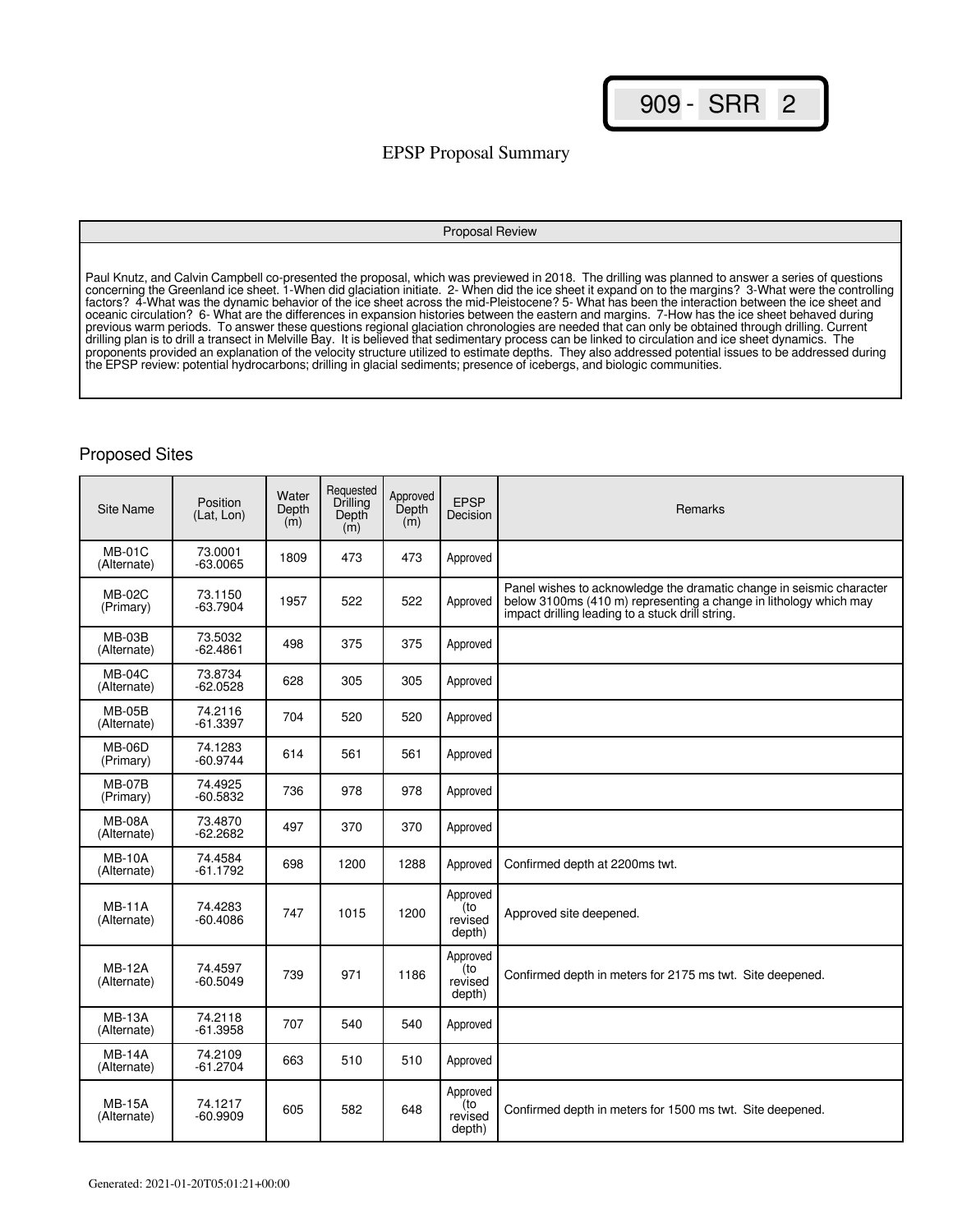909 - SRR 2

# EPSP Proposal Summary

## Proposal Review

Paul Knutz, and Calvin Campbell co-presented the proposal, which was previewed in 2018. The drilling was planned to answer a series of questions concerning the Greenland ice sheet. 1-When did glaciation initiate. 2- When did the ice sheet it expand on to the margins? 3-What were the controlling factors? 4-What was the dynamic behavior of the ice sheet across the mid-Pleistocene? 5- What has been the interaction between the ice sheet and oceanic circulation? 6- What are the differences in expansion histories between the eastern and margins. 7-How has the ice sheet behaved during previous warm periods. To answer these questions regional glaciation chronologies are needed that can only be obtained through drilling. Current drilling plan is to drill a transect in Melville Bay. It is believed that sedimentary process can be linked to circulation and ice sheet dynamics. The proponents provided an explanation of the velocity structure utilized to estimate depths. They also addressed potential issues to be addressed during the EPSP review: potential hydrocarbons; drilling in glacial sediments; presence of icebergs, and biologic communities.

## Proposed Sites

| Site Name | Position (Lat, Lon) | Water Depth (m) | Requested Drilling Depth (m) | Approved Depth (m) | EPSP Decision | Remarks |
|---|---|---|---|---|---|---|
| MB-01C (Alternate) | 73.0001 -63.0065 | 1809 | 473 | 473 | Approved | |
| MB-02C (Primary) | 73.1150 -63.7904 | 1957 | 522 | 522 | Approved | Panel wishes to acknowledge the dramatic change in seismic character below 3100ms (410 m) representing a change in lithology which may impact drilling leading to a stuck drill string. |
| MB-03B (Alternate) | 73.5032 -62.4861 | 498 | 375 | 375 | Approved | |
| MB-04C (Alternate) | 73.8734 -62.0528 | 628 | 305 | 305 | Approved | |
| MB-05B (Alternate) | 74.2116 -61.3397 | 704 | 520 | 520 | Approved | |
| MB-06D (Primary) | 74.1283 -60.9744 | 614 | 561 | 561 | Approved | |
| MB-07B (Primary) | 74.4925 -60.5832 | 736 | 978 | 978 | Approved | |
| MB-08A (Alternate) | 73.4870 -62.2682 | 497 | 370 | 370 | Approved | |
| MB-10A (Alternate) | 74.4584 -61.1792 | 698 | 1200 | 1288 | Approved | Confirmed depth at 2200ms twt. |
| MB-11A (Alternate) | 74.4283 -60.4086 | 747 | 1015 | 1200 | Approved (to revised depth) | Approved site deepened. |
| MB-12A (Alternate) | 74.4597 -60.5049 | 739 | 971 | 1186 | Approved (to revised depth) | Confirmed depth in meters for 2175 ms twt. Site deepened. |
| MB-13A (Alternate) | 74.2118 -61.3958 | 707 | 540 | 540 | Approved | |
| MB-14A (Alternate) | 74.2109 -61.2704 | 663 | 510 | 510 | Approved | |
| MB-15A (Alternate) | 74.1217 -60.9909 | 605 | 582 | 648 | Approved (to revised depth) | Confirmed depth in meters for 1500 ms twt. Site deepened. |

Generated: 2021-01-20T05:01:21+00:00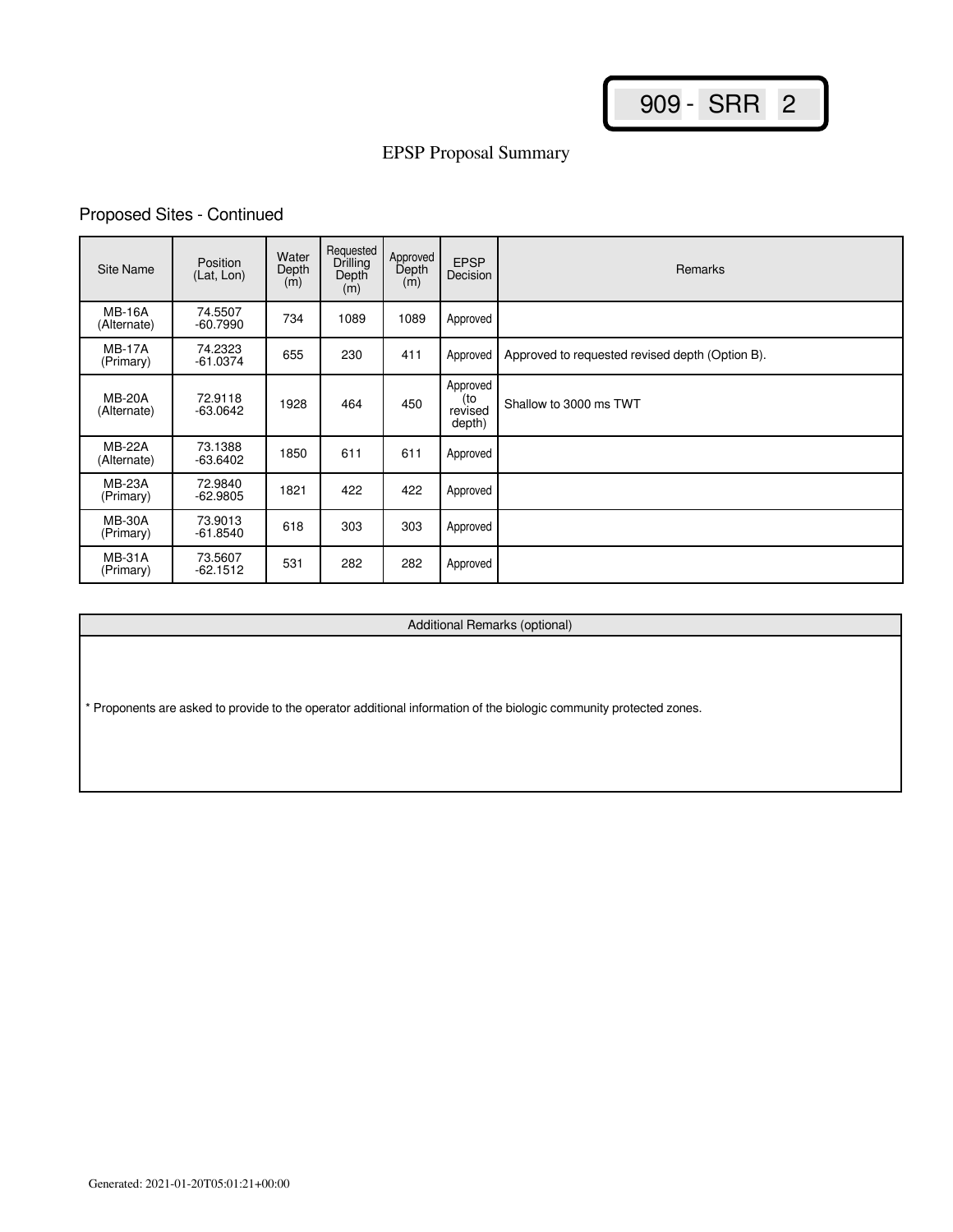909 - SRR 2

EPSP Proposal Summary

## Proposed Sites - Continued

| Site Name | Position (Lat, Lon) | Water Depth (m) | Requested Drilling Depth (m) | Approved Depth (m) | EPSP Decision | Remarks |
|---|---|---|---|---|---|---|
| MB-16A (Alternate) | 74.5507 -60.7990 | 734 | 1089 | 1089 | Approved | |
| MB-17A (Primary) | 74.2323 -61.0374 | 655 | 230 | 411 | Approved | Approved to requested revised depth (Option B). |
| MB-20A (Alternate) | 72.9118 -63.0642 | 1928 | 464 | 450 | Approved (to revised depth) | Shallow to 3000 ms TWT |
| MB-22A (Alternate) | 73.1388 -63.6402 | 1850 | 611 | 611 | Approved | |
| MB-23A (Primary) | 72.9840 -62.9805 | 1821 | 422 | 422 | Approved | |
| MB-30A (Primary) | 73.9013 -61.8540 | 618 | 303 | 303 | Approved | |
| MB-31A (Primary) | 73.5607 -62.1512 | 531 | 282 | 282 | Approved | |

| Additional Remarks (optional) |
|---|
| * Proponents are asked to provide to the operator additional information of the biologic community protected zones. |

Generated: 2021-01-20T05:01:21+00:00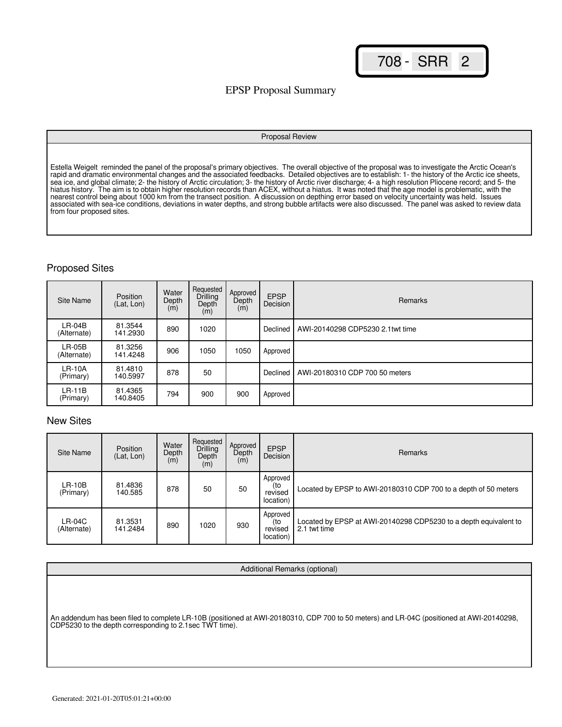708 - SRR 2

# EPSP Proposal Summary

## Proposal Review

Estella Weigelt reminded the panel of the proposal's primary objectives. The overall objective of the proposal was to investigate the Arctic Ocean's rapid and dramatic environmental changes and the associated feedbacks. Detailed objectives are to establish: 1- the history of the Arctic ice sheets, sea ice, and global climate; 2- the history of Arctic circulation; 3- the history of Arctic river discharge; 4- a high resolution Pliocene record; and 5- the hiatus history. The aim is to obtain higher resolution records than ACEX, without a hiatus. It was noted that the age model is problematic, with the nearest control being about 1000 km from the transect position. A discussion on depthing error based on velocity uncertainty was held. Issues associated with sea-ice conditions, deviations in water depths, and strong bubble artifacts were also discussed. The panel was asked to review data from four proposed sites.

## Proposed Sites

| Site Name | Position (Lat, Lon) | Water Depth (m) | Requested Drilling Depth (m) | Approved Depth (m) | EPSP Decision | Remarks |
|---|---|---|---|---|---|---|
| LR-04B (Alternate) | 81.3544 141.2930 | 890 | 1020 | | Declined | AWI-20140298 CDP5230 2.1twt time |
| LR-05B (Alternate) | 81.3256 141.4248 | 906 | 1050 | 1050 | Approved | |
| LR-10A (Primary) | 81.4810 140.5997 | 878 | 50 | | Declined | AWI-20180310 CDP 700 50 meters |
| LR-11B (Primary) | 81.4365 140.8405 | 794 | 900 | 900 | Approved | |

## New Sites

| Site Name | Position (Lat, Lon) | Water Depth (m) | Requested Drilling Depth (m) | Approved Depth (m) | EPSP Decision | Remarks |
|---|---|---|---|---|---|---|
| LR-10B (Primary) | 81.4836 140.585 | 878 | 50 | 50 | Approved (to revised location) | Located by EPSP to AWI-20180310 CDP 700 to a depth of 50 meters |
| LR-04C (Alternate) | 81.3531 141.2484 | 890 | 1020 | 930 | Approved (to revised location) | Located by EPSP at AWI-20140298 CDP5230 to a depth equivalent to 2.1 twt time |

## Additional Remarks (optional)

An addendum has been filed to complete LR-10B (positioned at AWI-20180310, CDP 700 to 50 meters) and LR-04C (positioned at AWI-20140298, CDP5230 to the depth corresponding to 2.1sec TWT time).

Generated: 2021-01-20T05:01:21+00:00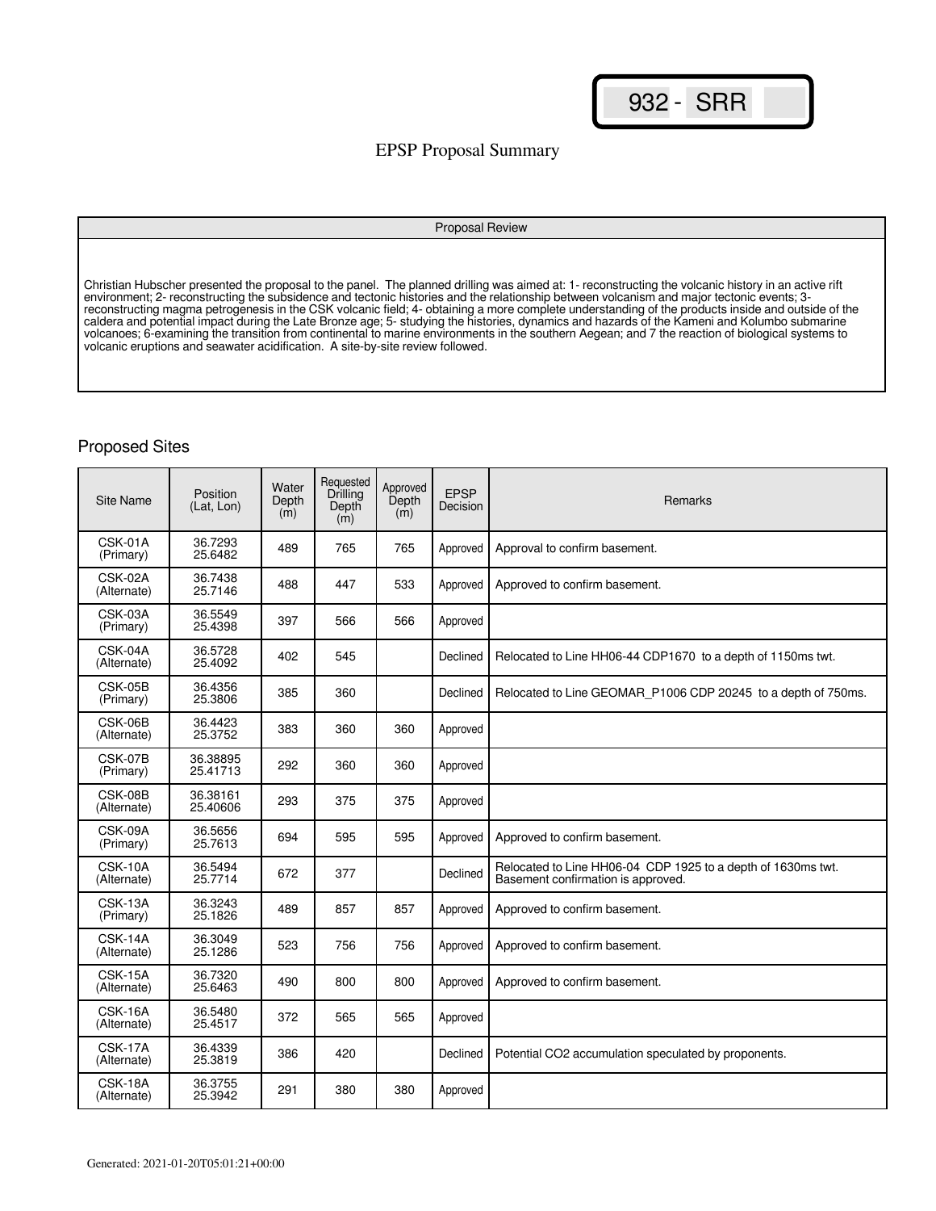932 - SRR

# EPSP Proposal Summary

| Proposal Review |
| --- |
| Christian Hubscher presented the proposal to the panel. The planned drilling was aimed at: 1- reconstructing the volcanic history in an active rift environment; 2- reconstructing the subsidence and tectonic histories and the relationship between volcanism and major tectonic events; 3- reconstructing magma petrogenesis in the CSK volcanic field; 4- obtaining a more complete understanding of the products inside and outside of the caldera and potential impact during the Late Bronze age; 5- studying the histories, dynamics and hazards of the Kameni and Kolumbo submarine volcanoes; 6-examining the transition from continental to marine environments in the southern Aegean; and 7 the reaction of biological systems to volcanic eruptions and seawater acidification. A site-by-site review followed. |

## Proposed Sites

| Site Name | Position (Lat, Lon) | Water Depth (m) | Requested Drilling Depth (m) | Approved Depth (m) | EPSP Decision | Remarks |
| --- | --- | --- | --- | --- | --- | --- |
| CSK-01A (Primary) | 36.7293 25.6482 | 489 | 765 | 765 | Approved | Approval to confirm basement. |
| CSK-02A (Alternate) | 36.7438 25.7146 | 488 | 447 | 533 | Approved | Approved to confirm basement. |
| CSK-03A (Primary) | 36.5549 25.4398 | 397 | 566 | 566 | Approved | |
| CSK-04A (Alternate) | 36.5728 25.4092 | 402 | 545 | | Declined | Relocated to Line HH06-44 CDP1670 to a depth of 1150ms twt. |
| CSK-05B (Primary) | 36.4356 25.3806 | 385 | 360 | | Declined | Relocated to Line GEOMAR_P1006 CDP 20245 to a depth of 750ms. |
| CSK-06B (Alternate) | 36.4423 25.3752 | 383 | 360 | 360 | Approved | |
| CSK-07B (Primary) | 36.38895 25.41713 | 292 | 360 | 360 | Approved | |
| CSK-08B (Alternate) | 36.38161 25.40606 | 293 | 375 | 375 | Approved | |
| CSK-09A (Primary) | 36.5656 25.7613 | 694 | 595 | 595 | Approved | Approved to confirm basement. |
| CSK-10A (Alternate) | 36.5494 25.7714 | 672 | 377 | | Declined | Relocated to Line HH06-04 CDP 1925 to a depth of 1630ms twt. Basement confirmation is approved. |
| CSK-13A (Primary) | 36.3243 25.1826 | 489 | 857 | 857 | Approved | Approved to confirm basement. |
| CSK-14A (Alternate) | 36.3049 25.1286 | 523 | 756 | 756 | Approved | Approved to confirm basement. |
| CSK-15A (Alternate) | 36.7320 25.6463 | 490 | 800 | 800 | Approved | Approved to confirm basement. |
| CSK-16A (Alternate) | 36.5480 25.4517 | 372 | 565 | 565 | Approved | |
| CSK-17A (Alternate) | 36.4339 25.3819 | 386 | 420 | | Declined | Potential $CO_2$ accumulation speculated by proponents. |
| CSK-18A (Alternate) | 36.3755 25.3942 | 291 | 380 | 380 | Approved | |

Generated: 2021-01-20T05:01:21+00:00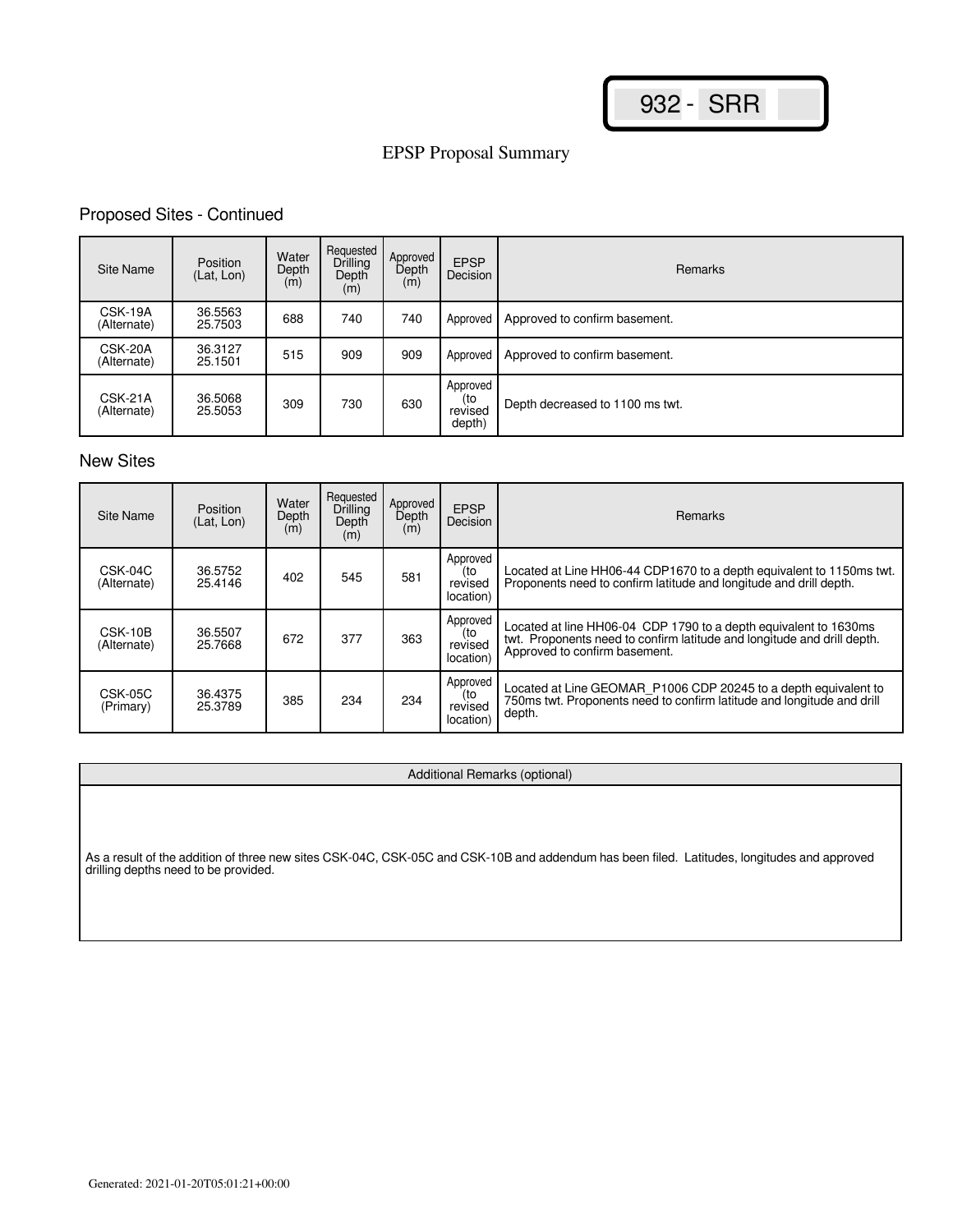932 - SRR

EPSP Proposal Summary

## Proposed Sites - Continued

| Site Name | Position (Lat, Lon) | Water Depth (m) | Requested Drilling Depth (m) | Approved Depth (m) | EPSP Decision | Remarks |
|---|---|---|---|---|---|---|
| CSK-19A (Alternate) | 36.5563 25.7503 | 688 | 740 | 740 | Approved | Approved to confirm basement. |
| CSK-20A (Alternate) | 36.3127 25.1501 | 515 | 909 | 909 | Approved | Approved to confirm basement. |
| CSK-21A (Alternate) | 36.5068 25.5053 | 309 | 730 | 630 | Approved (to revised depth) | Depth decreased to 1100 ms twt. |

## New Sites

| Site Name | Position (Lat, Lon) | Water Depth (m) | Requested Drilling Depth (m) | Approved Depth (m) | EPSP Decision | Remarks |
|---|---|---|---|---|---|---|
| CSK-04C (Alternate) | 36.5752 25.4146 | 402 | 545 | 581 | Approved (to revised location) | Located at Line HH06-44 CDP1670 to a depth equivalent to 1150ms twt. Proponents need to confirm latitude and longitude and drill depth. |
| CSK-10B (Alternate) | 36.5507 25.7668 | 672 | 377 | 363 | Approved (to revised location) | Located at line HH06-04 CDP 1790 to a depth equivalent to 1630ms twt. Proponents need to confirm latitude and longitude and drill depth. Approved to confirm basement. |
| CSK-05C (Primary) | 36.4375 25.3789 | 385 | 234 | 234 | Approved (to revised location) | Located at Line GEOMAR_P1006 CDP 20245 to a depth equivalent to 750ms twt. Proponents need to confirm latitude and longitude and drill depth. |

| Additional Remarks (optional) |
|---|
| As a result of the addition of three new sites CSK-04C, CSK-05C and CSK-10B and addendum has been filed. Latitudes, longitudes and approved drilling depths need to be provided. |

Generated: 2021-01-20T05:01:21+00:00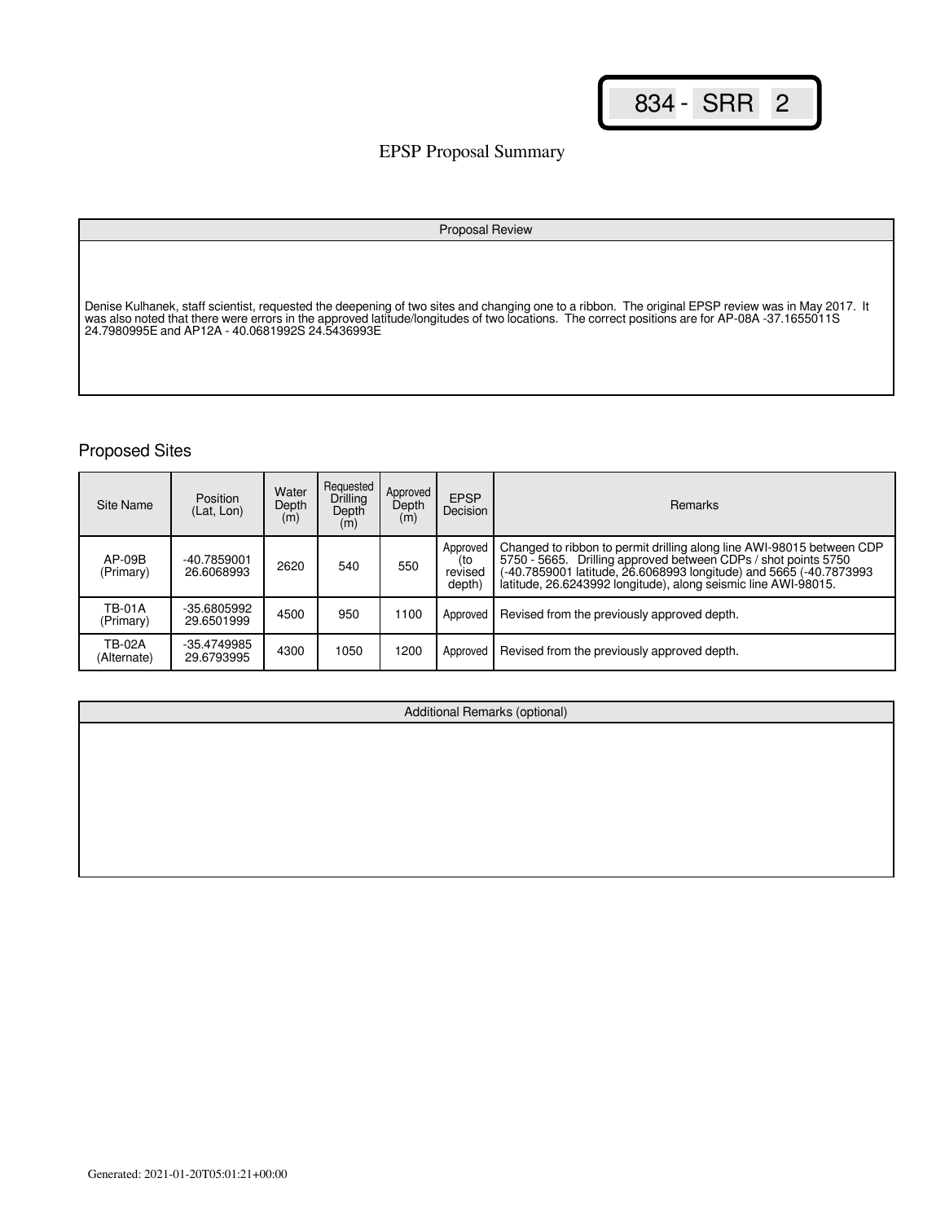834 - SRR 2

# EPSP Proposal Summary

## Proposal Review

Denise Kulhanek, staff scientist, requested the deepening of two sites and changing one to a ribbon. The original EPSP review was in May 2017. It was also noted that there were errors in the approved latitude/longitudes of two locations. The correct positions are for AP-08A -37.1655011S 24.7980995E and AP12A - 40.0681992S 24.5436993E

## Proposed Sites

| Site Name | Position (Lat, Lon) | Water Depth (m) | Requested Drilling Depth (m) | Approved Depth (m) | EPSP Decision | Remarks |
|---|---|---|---|---|---|---|
| AP-09B (Primary) | -40.7859001 26.6068993 | 2620 | 540 | 550 | Approved (to revised depth) | Changed to ribbon to permit drilling along line AWI-98015 between CDP 5750 - 5665. Drilling approved between CDPs / shot points 5750 (-40.7859001 latitude, 26.6068993 longitude) and 5665 (-40.7873993 latitude, 26.6243992 longitude), along seismic line AWI-98015. |
| TB-01A (Primary) | -35.6805992 29.6501999 | 4500 | 950 | 1100 | Approved | Revised from the previously approved depth. |
| TB-02A (Alternate) | -35.4749985 29.6793995 | 4300 | 1050 | 1200 | Approved | Revised from the previously approved depth. |

## Additional Remarks (optional)

Generated: 2021-01-20T05:01:21+00:00